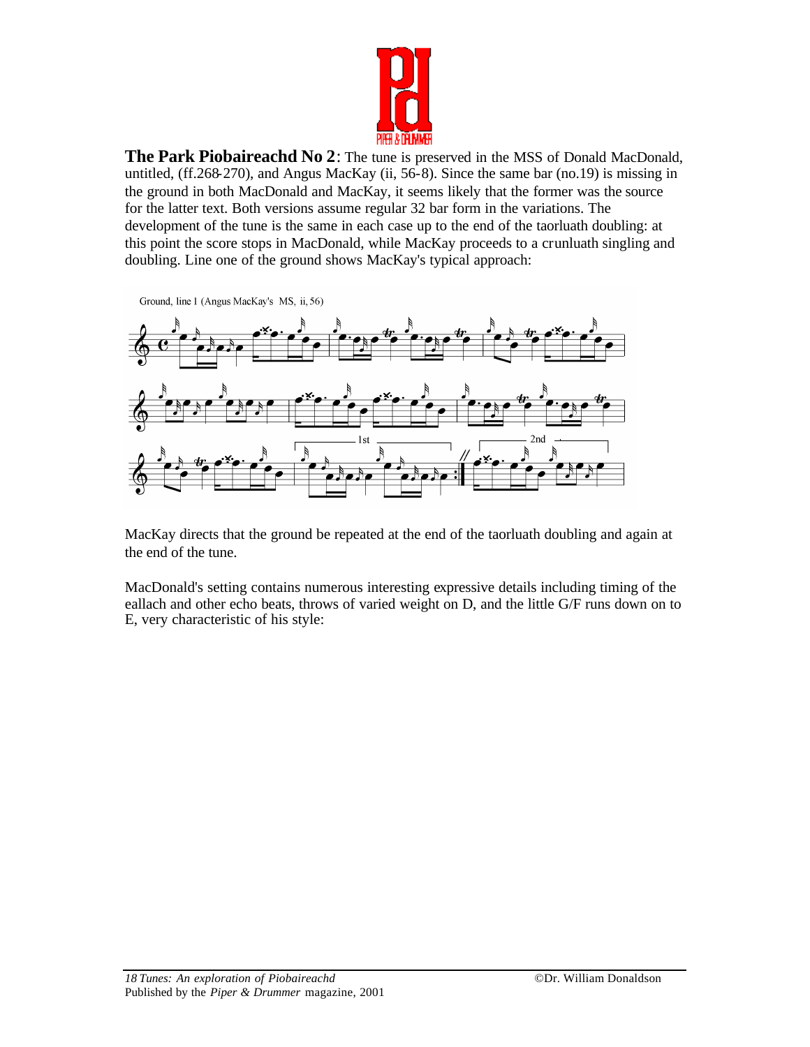**The Park Piobaireachd No 2**: The tune is preserved in the MSS of Donald MacDonald, untitled, (ff.268-270), and Angus MacKay (ii, 56-8). Since the same bar (no.19) is missing in the ground in both MacDonald and MacKay, it seems likely that the former was the source for the latter text. Both versions assume regular 32 bar form in the variations. The development of the tune is the same in each case up to the end of the taorluath doubling: at this point the score stops in MacDonald, while MacKay proceeds to a crunluath singling and doubling. Line one of the ground shows MacKay's typical approach:

Ground, line 1 (Angus MacKay's MS, ii, 56)

MacKay directs that the ground be repeated at the end of the taorluath doubling and again at the end of the tune.

MacDonald's setting contains numerous interesting expressive details including timing of the eallach and other echo beats, throws of varied weight on D, and the little G/F runs down on to E, very characteristic of his style: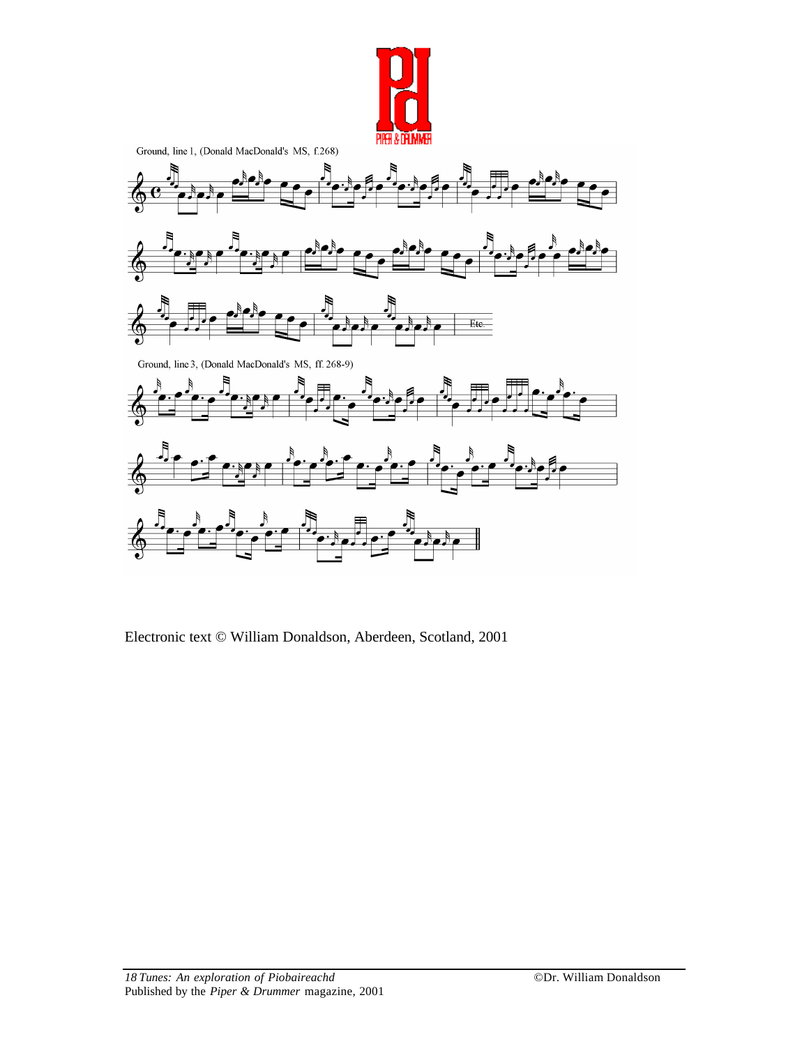Ground, line 1, (Donald MacDonald's MS, f.268)

Etc.

Ground, line 3, (Donald MacDonald's MS, ff. 268-9)

Electronic text © William Donaldson, Aberdeen, Scotland, 2001